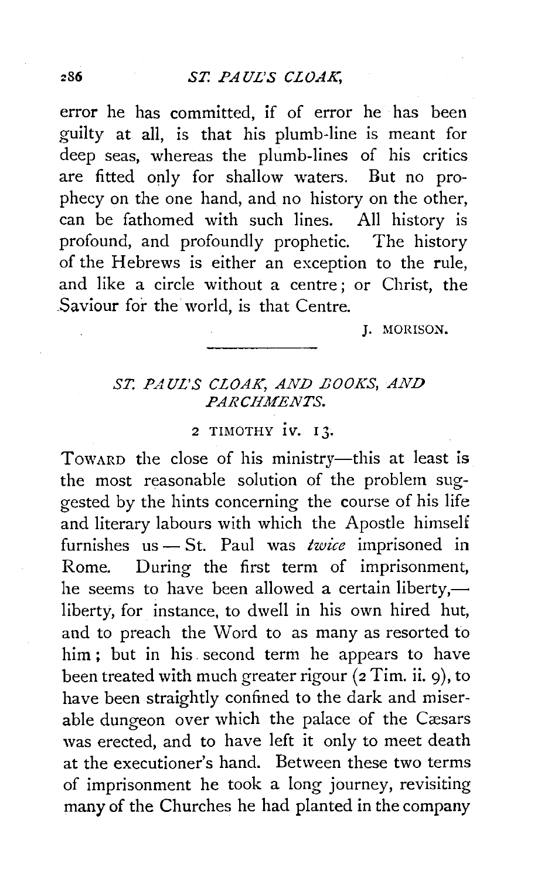error he has committed, if of error he has been guilty at all, is that his plumb-line is meant for deep seas, whereas the plumb-lines of his critics are fitted only for shallow waters. But no prophecy on the one hand, and no history on the other, can be fathomed with such lines. All history is profound, and profoundly prophetic. The history of the Hebrews is either an exception to the rule, and like a circle without a centre; or Christ, the Saviour for the world, is that Centre.

J. MORISON.

---

## *ST. PAUL'S CLOAK, AND BOOKS, AND PARCHMENTS.*

### 2 TIMOTHY iv. 13.

TOWARD the close of his ministry—this at least is the most reasonable solution of the problem suggested by the hints concerning the course of his life and literary labours with which the Apostle himself furnishes us — St. Paul was *twice* imprisoned in Rome. During the first term of imprisonment, he seems to have been allowed a certain liberty,—liberty, for instance, to dwell in his own hired hut, and to preach the Word to as many as resorted to him; but in his second term he appears to have been treated with much greater rigour (2 Tim. ii. 9), to have been straightly confined to the dark and miserable dungeon over which the palace of the Cæsars was erected, and to have left it only to meet death at the executioner's hand. Between these two terms of imprisonment he took a long journey, revisiting many of the Churches he had planted in the company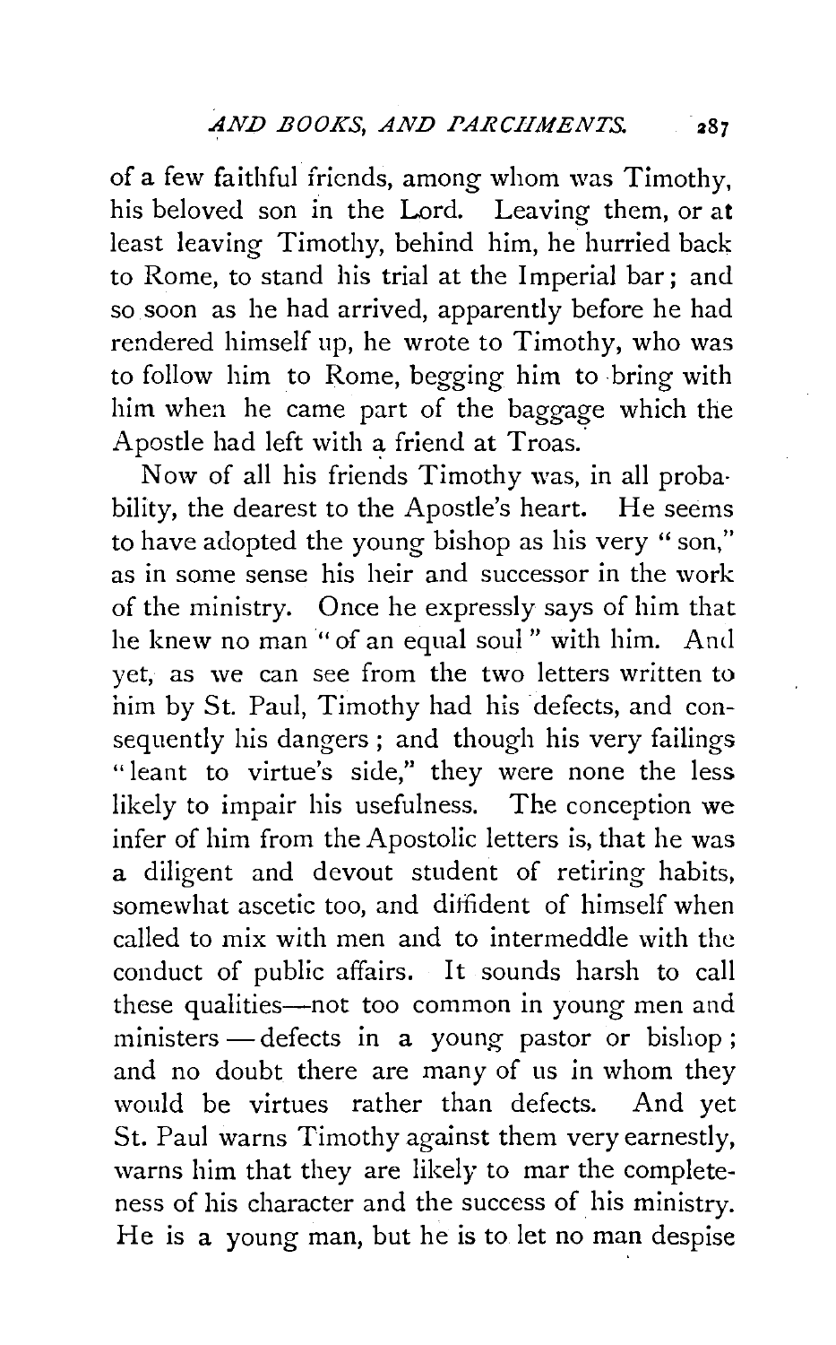of a few faithful friends, among whom was Timothy, his beloved son in the Lord. Leaving them, or at least leaving Timothy, behind him, he hurried back to Rome, to stand his trial at the Imperial bar; and so soon as he had arrived, apparently before he had rendered himself up, he wrote to Timothy, who was to follow him to Rome, begging him to bring with him when he came part of the baggage which the Apostle had left with a friend at Troas.

Now of all his friends Timothy was, in all probability, the dearest to the Apostle's heart. He seems to have adopted the young bishop as his very "son," as in some sense his heir and successor in the work of the ministry. Once he expressly says of him that he knew no man "of an equal soul" with him. And yet, as we can see from the two letters written to him by St. Paul, Timothy had his defects, and consequently his dangers; and though his very failings "leant to virtue's side," they were none the less likely to impair his usefulness. The conception we infer of him from the Apostolic letters is, that he was a diligent and devout student of retiring habits, somewhat ascetic too, and diffident of himself when called to mix with men and to intermeddle with the conduct of public affairs. It sounds harsh to call these qualities—not too common in young men and ministers — defects in a young pastor or bishop; and no doubt there are many of us in whom they would be virtues rather than defects. And yet St. Paul warns Timothy against them very earnestly, warns him that they are likely to mar the completeness of his character and the success of his ministry. He is a young man, but he is to let no man despise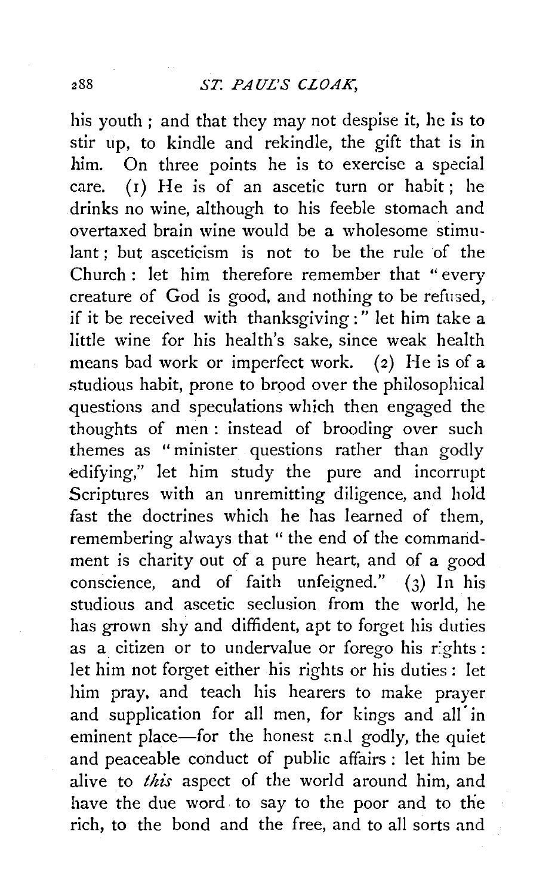his youth ; and that they may not despise it, he is to stir up, to kindle and rekindle, the gift that is in him. On three points he is to exercise a special care. (1) He is of an ascetic turn or habit ; he drinks no wine, although to his feeble stomach and overtaxed brain wine would be a wholesome stimulant ; but asceticism is not to be the rule of the Church : let him therefore remember that "every creature of God is good, and nothing to be refused, if it be received with thanksgiving :" let him take a little wine for his health's sake, since weak health means bad work or imperfect work. (2) He is of a studious habit, prone to brood over the philosophical questions and speculations which then engaged the thoughts of men : instead of brooding over such themes as "minister questions rather than godly edifying," let him study the pure and incorrupt Scriptures with an unremitting diligence, and hold fast the doctrines which he has learned of them, remembering always that "the end of the commandment is charity out of a pure heart, and of a good conscience, and of faith unfeigned." (3) In his studious and ascetic seclusion from the world, he has grown shy and diffident, apt to forget his duties as a citizen or to undervalue or forego his rights : let him not forget either his rights or his duties : let him pray, and teach his hearers to make prayer and supplication for all men, for kings and all in eminent place—for the honest and godly, the quiet and peaceable conduct of public affairs : let him be alive to *this* aspect of the world around him, and have the due word to say to the poor and to the rich, to the bond and the free, and to all sorts and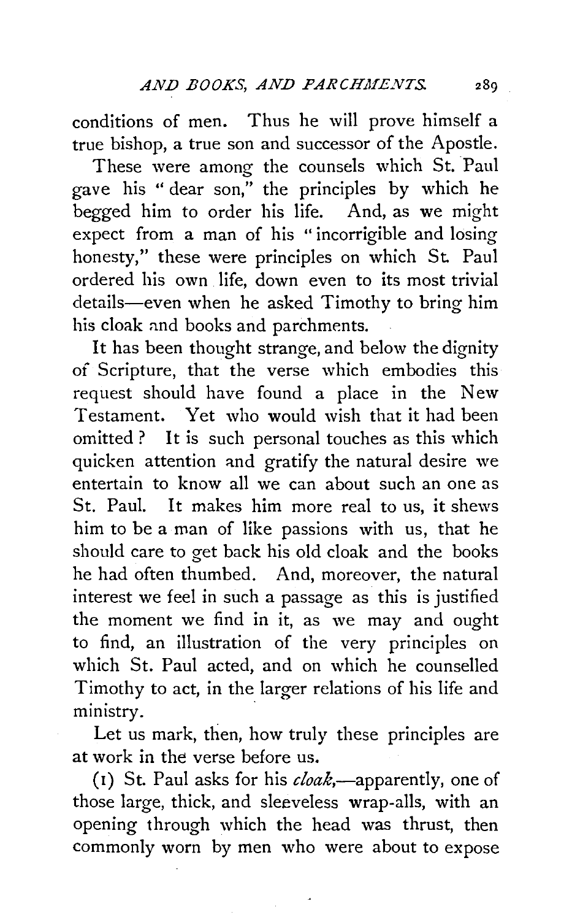conditions of men. Thus he will prove himself a true bishop, a true son and successor of the Apostle.

These were among the counsels which St. Paul gave his "dear son," the principles by which he begged him to order his life. And, as we might expect from a man of his "incorrigible and losing honesty," these were principles on which St. Paul ordered his own life, down even to its most trivial details—even when he asked Timothy to bring him his cloak and books and parchments.

It has been thought strange, and below the dignity of Scripture, that the verse which embodies this request should have found a place in the New Testament. Yet who would wish that it had been omitted? It is such personal touches as this which quicken attention and gratify the natural desire we entertain to know all we can about such an one as St. Paul. It makes him more real to us, it shews him to be a man of like passions with us, that he should care to get back his old cloak and the books he had often thumbed. And, moreover, the natural interest we feel in such a passage as this is justified the moment we find in it, as we may and ought to find, an illustration of the very principles on which St. Paul acted, and on which he counselled Timothy to act, in the larger relations of his life and ministry.

Let us mark, then, how truly these principles are at work in the verse before us.

(1) St. Paul asks for his *cloak*,—apparently, one of those large, thick, and sleeveless wrap-alls, with an opening through which the head was thrust, then commonly worn by men who were about to expose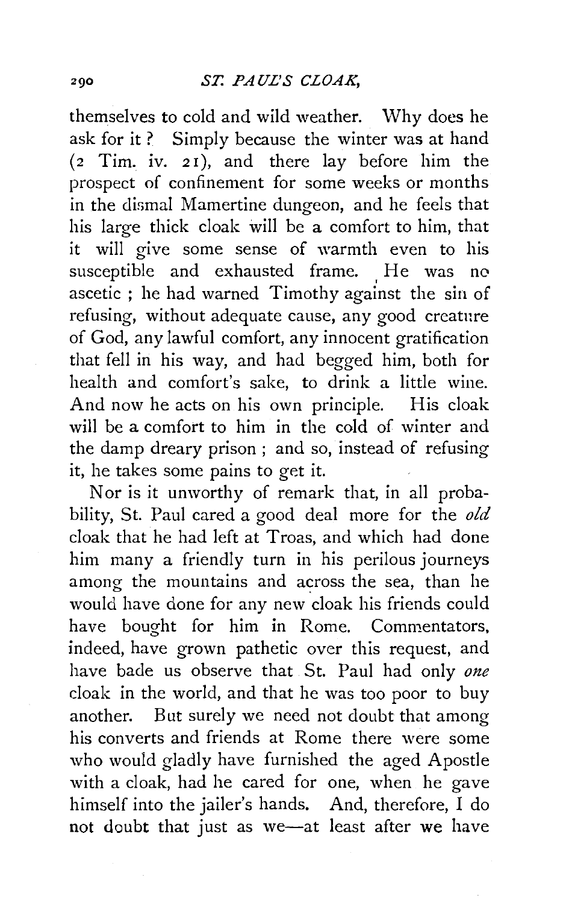themselves to cold and wild weather. Why does he ask for it? Simply because the winter was at hand (2 Tim. iv. 21), and there lay before him the prospect of confinement for some weeks or months in the dismal Mamertine dungeon, and he feels that his large thick cloak will be a comfort to him, that it will give some sense of warmth even to his susceptible and exhausted frame. He was no ascetic; he had warned Timothy against the sin of refusing, without adequate cause, any good creature of God, any lawful comfort, any innocent gratification that fell in his way, and had begged him, both for health and comfort's sake, to drink a little wine. And now he acts on his own principle. His cloak will be a comfort to him in the cold of winter and the damp dreary prison; and so, instead of refusing it, he takes some pains to get it.

Nor is it unworthy of remark that, in all probability, St. Paul cared a good deal more for the *old* cloak that he had left at Troas, and which had done him many a friendly turn in his perilous journeys among the mountains and across the sea, than he would have done for any new cloak his friends could have bought for him in Rome. Commentators, indeed, have grown pathetic over this request, and have bade us observe that St. Paul had only *one* cloak in the world, and that he was too poor to buy another. But surely we need not doubt that among his converts and friends at Rome there were some who would gladly have furnished the aged Apostle with a cloak, had he cared for one, when he gave himself into the jailer's hands. And, therefore, I do not doubt that just as we—at least after we have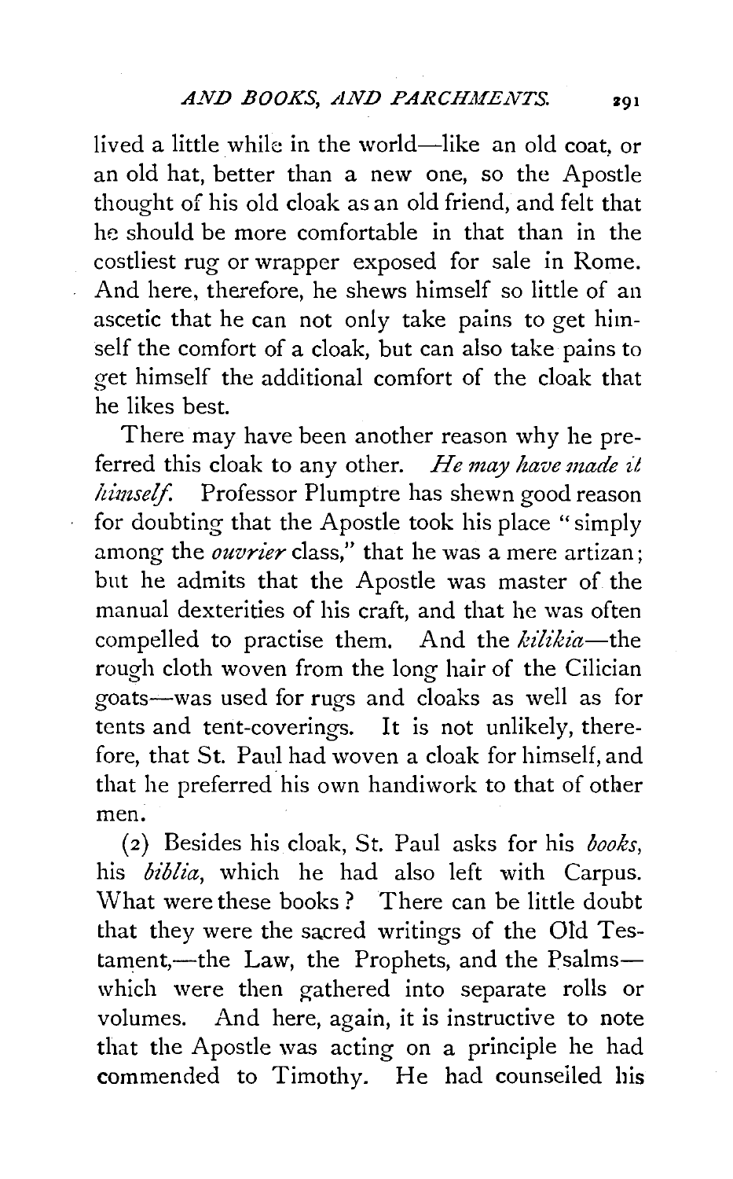lived a little while in the world—like an old coat, or an old hat, better than a new one, so the Apostle thought of his old cloak as an old friend, and felt that he should be more comfortable in that than in the costliest rug or wrapper exposed for sale in Rome. And here, therefore, he shews himself so little of an ascetic that he can not only take pains to get himself the comfort of a cloak, but can also take pains to get himself the additional comfort of the cloak that he likes best.

There may have been another reason why he preferred this cloak to any other. *He may have made it himself.* Professor Plumptre has shewn good reason for doubting that the Apostle took his place "simply among the *ouvrier* class," that he was a mere artizan; but he admits that the Apostle was master of the manual dexterities of his craft, and that he was often compelled to practise them. And the *kilikia*—the rough cloth woven from the long hair of the Cilician goats—was used for rugs and cloaks as well as for tents and tent-coverings. It is not unlikely, therefore, that St. Paul had woven a cloak for himself, and that he preferred his own handiwork to that of other men.

(2) Besides his cloak, St. Paul asks for his *books*, his *biblia*, which he had also left with Carpus. What were these books? There can be little doubt that they were the sacred writings of the Old Testament,—the Law, the Prophets, and the Psalms—which were then gathered into separate rolls or volumes. And here, again, it is instructive to note that the Apostle was acting on a principle he had commended to Timothy. He had counselled his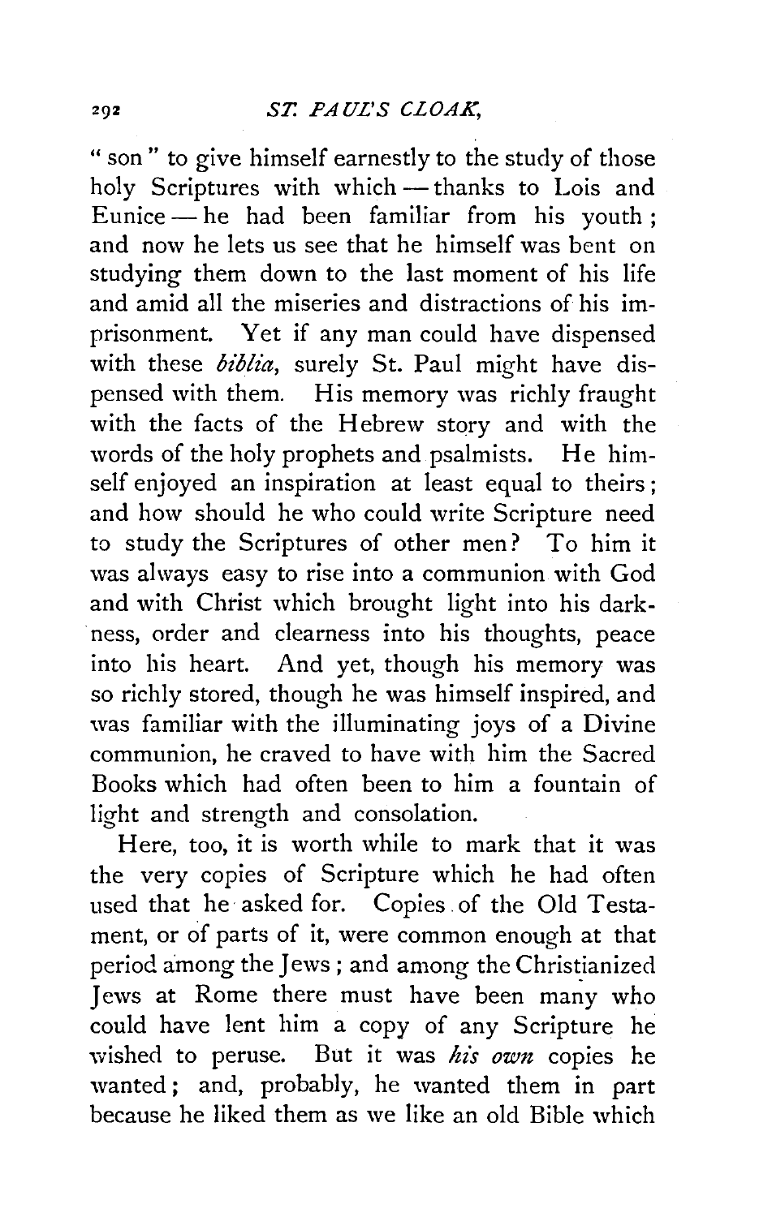"son" to give himself earnestly to the study of those holy Scriptures with which — thanks to Lois and Eunice — he had been familiar from his youth; and now he lets us see that he himself was bent on studying them down to the last moment of his life and amid all the miseries and distractions of his imprisonment. Yet if any man could have dispensed with these *biblia*, surely St. Paul might have dispensed with them. His memory was richly fraught with the facts of the Hebrew story and with the words of the holy prophets and psalmists. He himself enjoyed an inspiration at least equal to theirs; and how should he who could write Scripture need to study the Scriptures of other men? To him it was always easy to rise into a communion with God and with Christ which brought light into his darkness, order and clearness into his thoughts, peace into his heart. And yet, though his memory was so richly stored, though he was himself inspired, and was familiar with the illuminating joys of a Divine communion, he craved to have with him the Sacred Books which had often been to him a fountain of light and strength and consolation.

Here, too, it is worth while to mark that it was the very copies of Scripture which he had often used that he asked for. Copies of the Old Testament, or of parts of it, were common enough at that period among the Jews; and among the Christianized Jews at Rome there must have been many who could have lent him a copy of any Scripture he wished to peruse. But it was *his own* copies he wanted; and, probably, he wanted them in part because he liked them as we like an old Bible which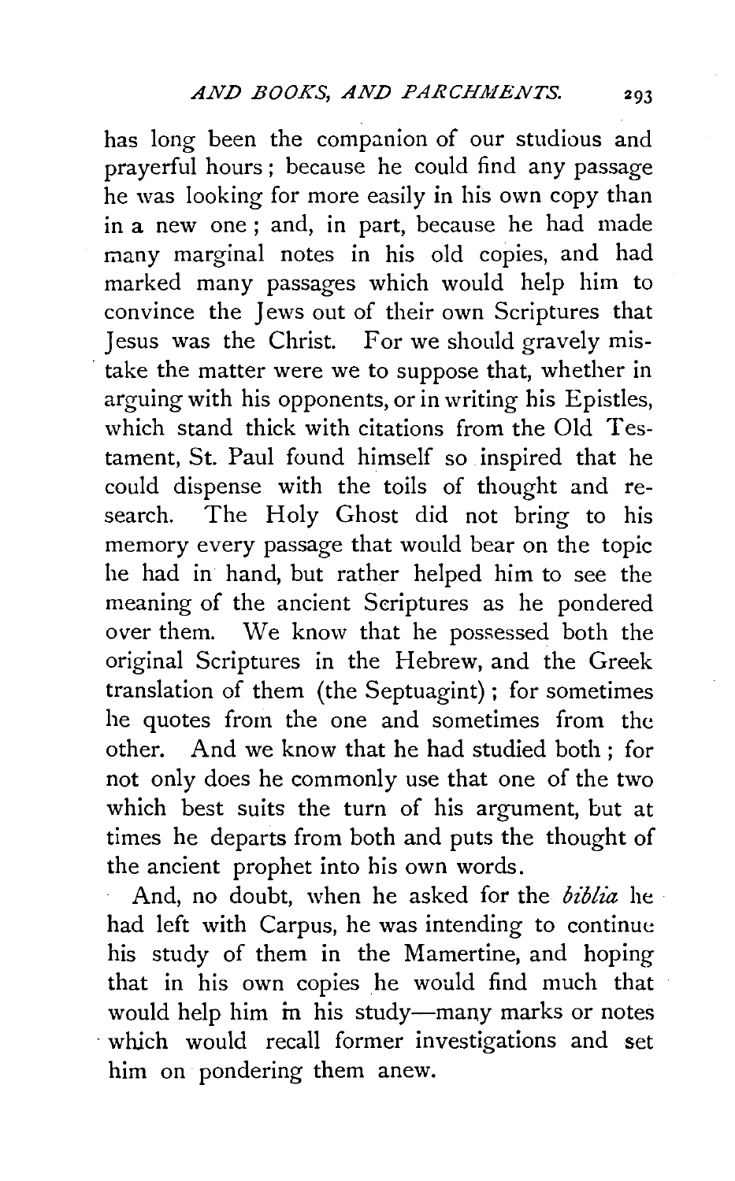has long been the companion of our studious and prayerful hours; because he could find any passage he was looking for more easily in his own copy than in a new one; and, in part, because he had made many marginal notes in his old copies, and had marked many passages which would help him to convince the Jews out of their own Scriptures that Jesus was the Christ. For we should gravely mistake the matter were we to suppose that, whether in arguing with his opponents, or in writing his Epistles, which stand thick with citations from the Old Testament, St. Paul found himself so inspired that he could dispense with the toils of thought and research. The Holy Ghost did not bring to his memory every passage that would bear on the topic he had in hand, but rather helped him to see the meaning of the ancient Scriptures as he pondered over them. We know that he possessed both the original Scriptures in the Hebrew, and the Greek translation of them (the Septuagint); for sometimes he quotes from the one and sometimes from the other. And we know that he had studied both; for not only does he commonly use that one of the two which best suits the turn of his argument, but at times he departs from both and puts the thought of the ancient prophet into his own words.

And, no doubt, when he asked for the *biblia* he had left with Carpus, he was intending to continue his study of them in the Mamertine, and hoping that in his own copies he would find much that would help him in his study—many marks or notes which would recall former investigations and set him on pondering them anew.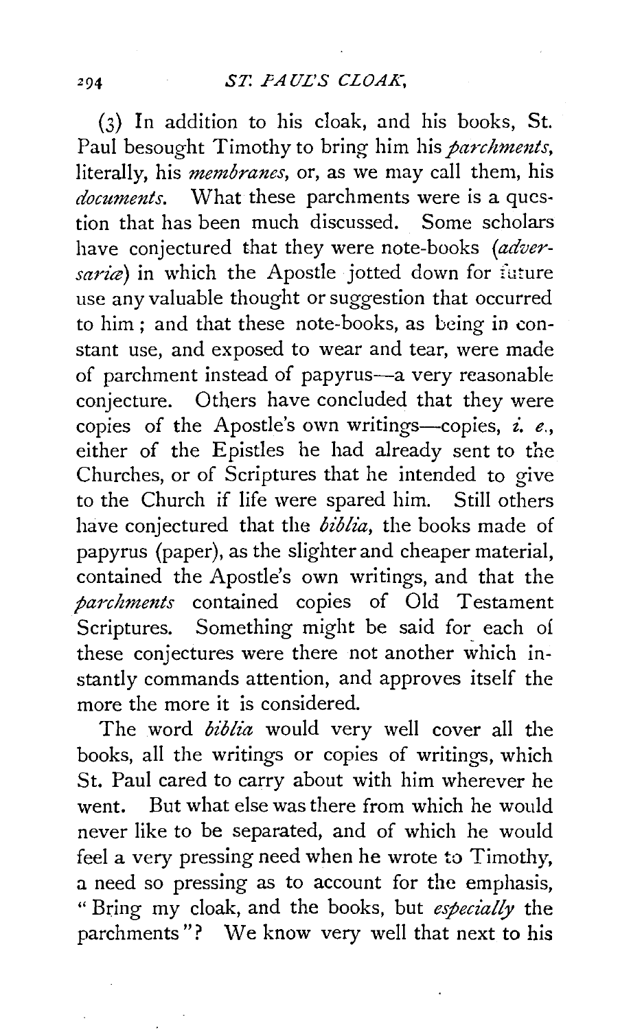(3) In addition to his cloak, and his books, St. Paul besought Timothy to bring him his *parchments*, literally, his *membranes*, or, as we may call them, his *documents*. What these parchments were is a question that has been much discussed. Some scholars have conjectured that they were note-books (*adversariæ*) in which the Apostle jotted down for future use any valuable thought or suggestion that occurred to him; and that these note-books, as being in constant use, and exposed to wear and tear, were made of parchment instead of papyrus—a very reasonable conjecture. Others have concluded that they were copies of the Apostle's own writings—copies, *i. e.*, either of the Epistles he had already sent to the Churches, or of Scriptures that he intended to give to the Church if life were spared him. Still others have conjectured that the *biblia*, the books made of papyrus (paper), as the slighter and cheaper material, contained the Apostle's own writings, and that the *parchments* contained copies of Old Testament Scriptures. Something might be said for each of these conjectures were there not another which instantly commands attention, and approves itself the more the more it is considered.

The word *biblia* would very well cover all the books, all the writings or copies of writings, which St. Paul cared to carry about with him wherever he went. But what else was there from which he would never like to be separated, and of which he would feel a very pressing need when he wrote to Timothy, a need so pressing as to account for the emphasis, "Bring my cloak, and the books, but *especially* the parchments"? We know very well that next to his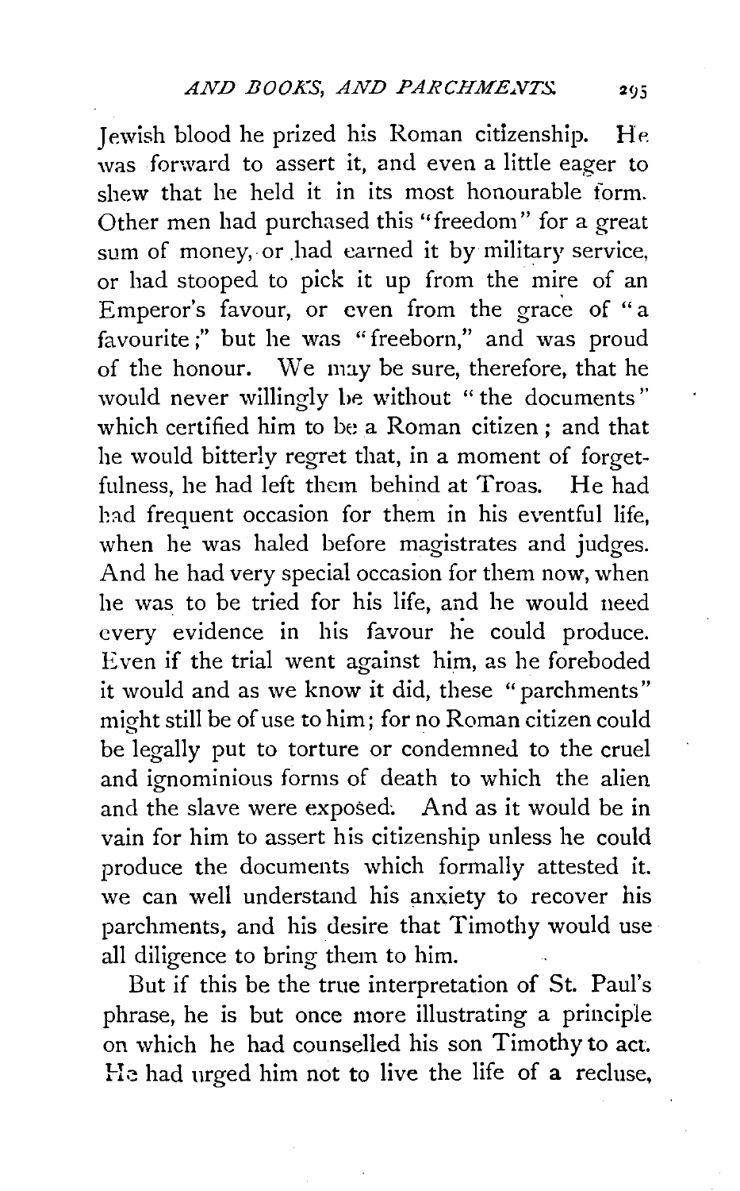Jewish blood he prized his Roman citizenship. He was forward to assert it, and even a little eager to shew that he held it in its most honourable form. Other men had purchased this "freedom" for a great sum of money, or had earned it by military service, or had stooped to pick it up from the mire of an Emperor's favour, or even from the grace of "a favourite;" but he was "freeborn," and was proud of the honour. We may be sure, therefore, that he would never willingly be without "the documents" which certified him to be a Roman citizen; and that he would bitterly regret that, in a moment of forgetfulness, he had left them behind at Troas. He had had frequent occasion for them in his eventful life, when he was haled before magistrates and judges. And he had very special occasion for them now, when he was to be tried for his life, and he would need every evidence in his favour he could produce. Even if the trial went against him, as he foreboded it would and as we know it did, these "parchments" might still be of use to him; for no Roman citizen could be legally put to torture or condemned to the cruel and ignominious forms of death to which the alien and the slave were exposed. And as it would be in vain for him to assert his citizenship unless he could produce the documents which formally attested it. we can well understand his anxiety to recover his parchments, and his desire that Timothy would use all diligence to bring them to him.

But if this be the true interpretation of St. Paul's phrase, he is but once more illustrating a principle on which he had counselled his son Timothy to act. He had urged him not to live the life of a recluse,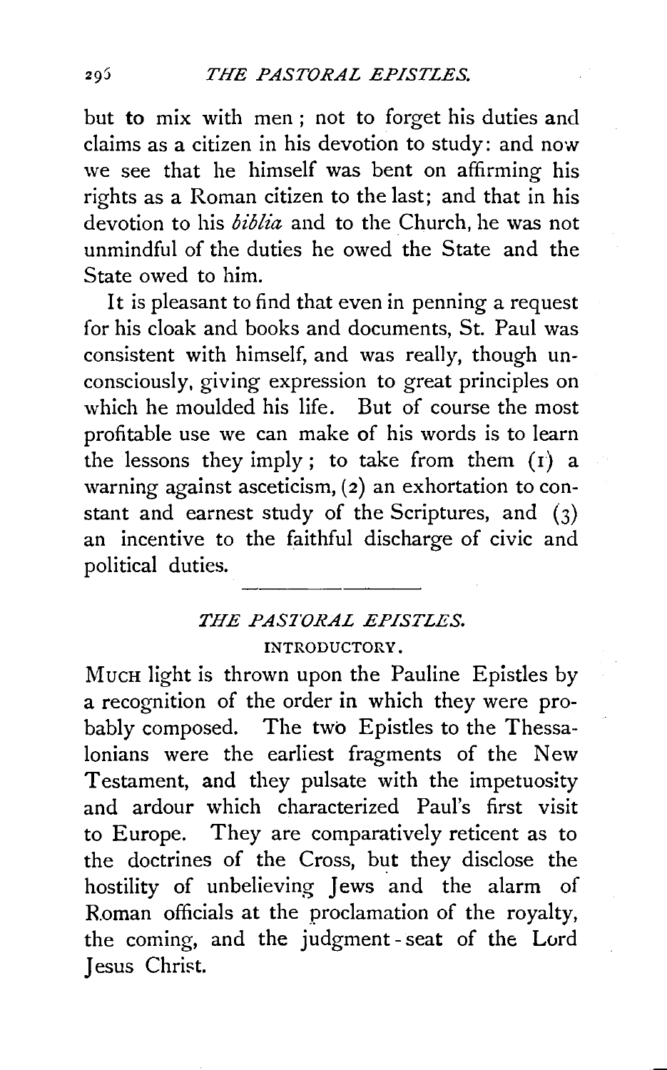but to mix with men; not to forget his duties and claims as a citizen in his devotion to study: and now we see that he himself was bent on affirming his rights as a Roman citizen to the last; and that in his devotion to his *biblia* and to the Church, he was not unmindful of the duties he owed the State and the State owed to him.

It is pleasant to find that even in penning a request for his cloak and books and documents, St. Paul was consistent with himself, and was really, though unconsciously, giving expression to great principles on which he moulded his life. But of course the most profitable use we can make of his words is to learn the lessons they imply; to take from them (1) a warning against asceticism, (2) an exhortation to constant and earnest study of the Scriptures, and (3) an incentive to the faithful discharge of civic and political duties.

---

## *THE PASTORAL EPISTLES.*

### INTRODUCTORY.

MUCH light is thrown upon the Pauline Epistles by a recognition of the order in which they were probably composed. The two Epistles to the Thessalonians were the earliest fragments of the New Testament, and they pulsate with the impetuosity and ardour which characterized Paul's first visit to Europe. They are comparatively reticent as to the doctrines of the Cross, but they disclose the hostility of unbelieving Jews and the alarm of Roman officials at the proclamation of the royalty, the coming, and the judgment-seat of the Lord Jesus Christ.